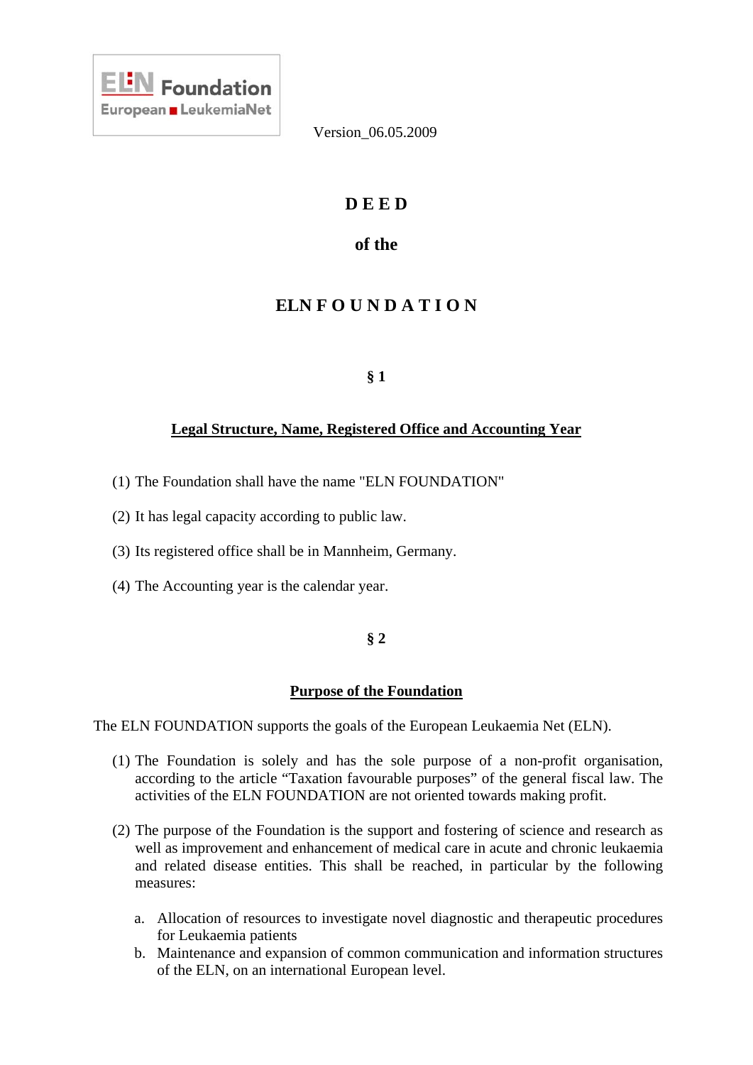ELN Foundation
European LeukemiaNet

Version_06.05.2009

# D E E D

## of the

# ELN F O U N D A T I O N

### § 1

### Legal Structure, Name, Registered Office and Accounting Year

(1) The Foundation shall have the name "ELN FOUNDATION"

(2) It has legal capacity according to public law.

(3) Its registered office shall be in Mannheim, Germany.

(4) The Accounting year is the calendar year.

### § 2

### Purpose of the Foundation

The ELN FOUNDATION supports the goals of the European Leukaemia Net (ELN).

(1) The Foundation is solely and has the sole purpose of a non-profit organisation, according to the article “Taxation favourable purposes” of the general fiscal law. The activities of the ELN FOUNDATION are not oriented towards making profit.

(2) The purpose of the Foundation is the support and fostering of science and research as well as improvement and enhancement of medical care in acute and chronic leukaemia and related disease entities. This shall be reached, in particular by the following measures:

   a. Allocation of resources to investigate novel diagnostic and therapeutic procedures for Leukaemia patients
   b. Maintenance and expansion of common communication and information structures of the ELN, on an international European level.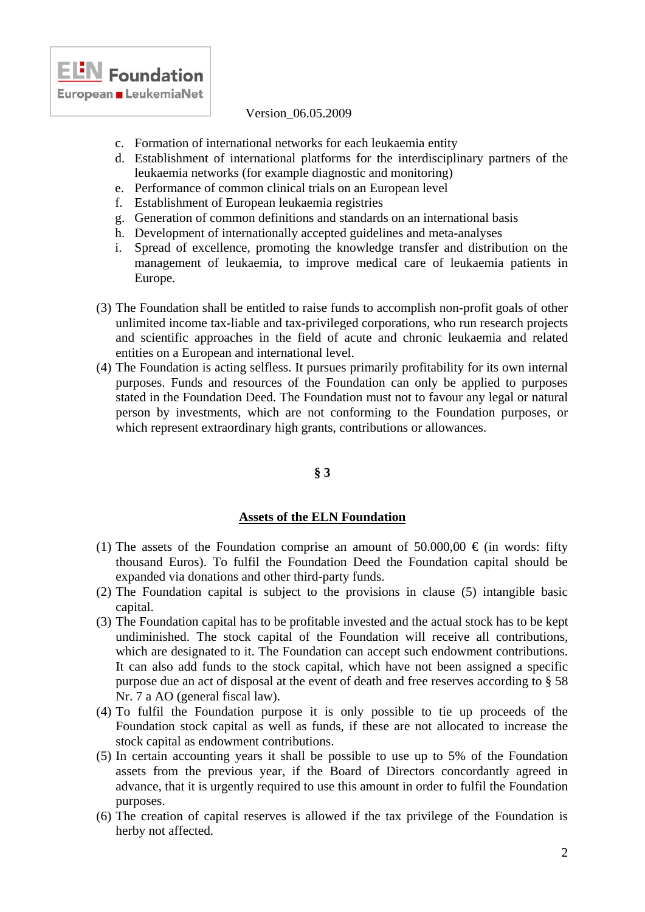c. Formation of international networks for each leukaemia entity
d. Establishment of international platforms for the interdisciplinary partners of the leukaemia networks (for example diagnostic and monitoring)
e. Performance of common clinical trials on an European level
f. Establishment of European leukaemia registries
g. Generation of common definitions and standards on an international basis
h. Development of internationally accepted guidelines and meta-analyses
i. Spread of excellence, promoting the knowledge transfer and distribution on the management of leukaemia, to improve medical care of leukaemia patients in Europe.

(3) The Foundation shall be entitled to raise funds to accomplish non-profit goals of other unlimited income tax-liable and tax-privileged corporations, who run research projects and scientific approaches in the field of acute and chronic leukaemia and related entities on a European and international level.

(4) The Foundation is acting selfless. It pursues primarily profitability for its own internal purposes. Funds and resources of the Foundation can only be applied to purposes stated in the Foundation Deed. The Foundation must not to favour any legal or natural person by investments, which are not conforming to the Foundation purposes, or which represent extraordinary high grants, contributions or allowances.

**§ 3**

**Assets of the ELN Foundation**

(1) The assets of the Foundation comprise an amount of 50.000,00 € (in words: fifty thousand Euros). To fulfil the Foundation Deed the Foundation capital should be expanded via donations and other third-party funds.

(2) The Foundation capital is subject to the provisions in clause (5) intangible basic capital.

(3) The Foundation capital has to be profitable invested and the actual stock has to be kept undiminished. The stock capital of the Foundation will receive all contributions, which are designated to it. The Foundation can accept such endowment contributions. It can also add funds to the stock capital, which have not been assigned a specific purpose due an act of disposal at the event of death and free reserves according to § 58 Nr. 7 a AO (general fiscal law).

(4) To fulfil the Foundation purpose it is only possible to tie up proceeds of the Foundation stock capital as well as funds, if these are not allocated to increase the stock capital as endowment contributions.

(5) In certain accounting years it shall be possible to use up to 5% of the Foundation assets from the previous year, if the Board of Directors concordantly agreed in advance, that it is urgently required to use this amount in order to fulfil the Foundation purposes.

(6) The creation of capital reserves is allowed if the tax privilege of the Foundation is herby not affected.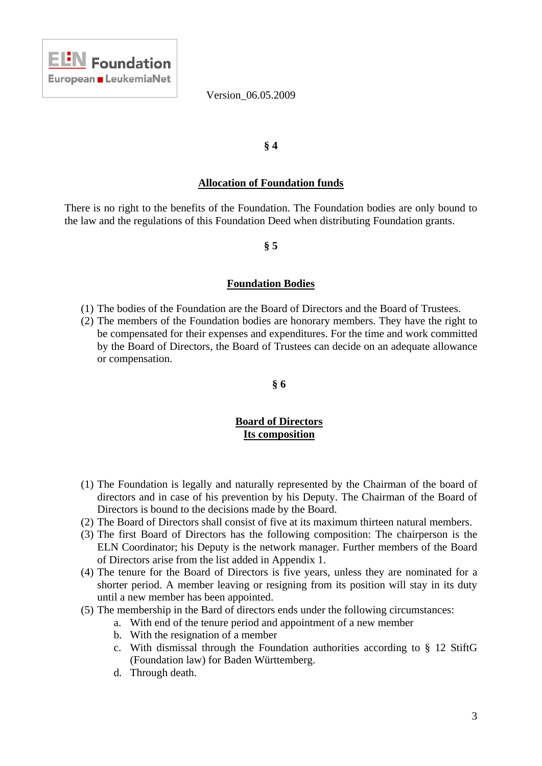Version_06.05.2009

**§ 4**

**Allocation of Foundation funds**

There is no right to the benefits of the Foundation. The Foundation bodies are only bound to the law and the regulations of this Foundation Deed when distributing Foundation grants.

**§ 5**

**Foundation Bodies**

(1) The bodies of the Foundation are the Board of Directors and the Board of Trustees.
(2) The members of the Foundation bodies are honorary members. They have the right to be compensated for their expenses and expenditures. For the time and work committed by the Board of Directors, the Board of Trustees can decide on an adequate allowance or compensation.

**§ 6**

**Board of Directors**
**Its composition**

(1) The Foundation is legally and naturally represented by the Chairman of the board of directors and in case of his prevention by his Deputy. The Chairman of the Board of Directors is bound to the decisions made by the Board.
(2) The Board of Directors shall consist of five at its maximum thirteen natural members.
(3) The first Board of Directors has the following composition: The chairperson is the ELN Coordinator; his Deputy is the network manager. Further members of the Board of Directors arise from the list added in Appendix 1.
(4) The tenure for the Board of Directors is five years, unless they are nominated for a shorter period. A member leaving or resigning from its position will stay in its duty until a new member has been appointed.
(5) The membership in the Bard of directors ends under the following circumstances:
    a. With end of the tenure period and appointment of a new member
    b. With the resignation of a member
    c. With dismissal through the Foundation authorities according to § 12 StiftG (Foundation law) for Baden Württemberg.
    d. Through death.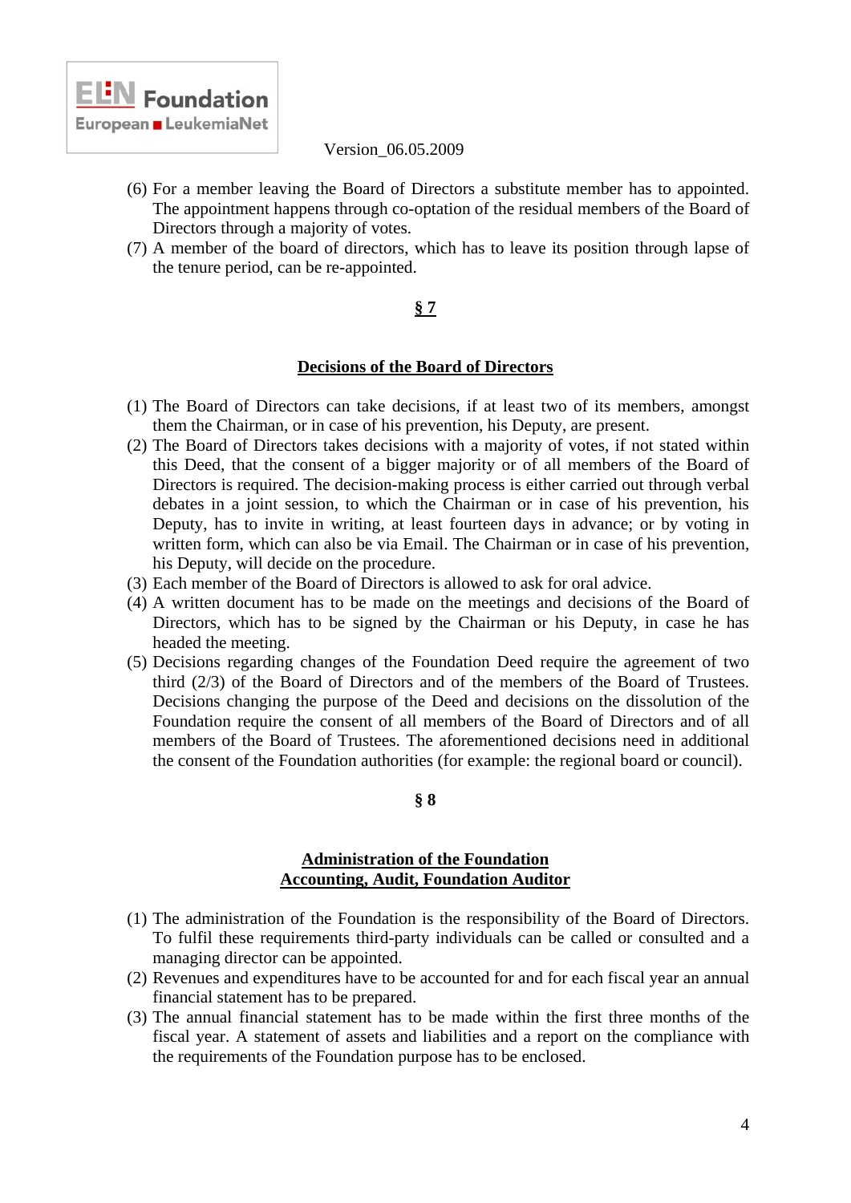(6) For a member leaving the Board of Directors a substitute member has to appointed. The appointment happens through co-optation of the residual members of the Board of Directors through a majority of votes.

(7) A member of the board of directors, which has to leave its position through lapse of the tenure period, can be re-appointed.

## § 7

## Decisions of the Board of Directors

(1) The Board of Directors can take decisions, if at least two of its members, amongst them the Chairman, or in case of his prevention, his Deputy, are present.

(2) The Board of Directors takes decisions with a majority of votes, if not stated within this Deed, that the consent of a bigger majority or of all members of the Board of Directors is required. The decision-making process is either carried out through verbal debates in a joint session, to which the Chairman or in case of his prevention, his Deputy, has to invite in writing, at least fourteen days in advance; or by voting in written form, which can also be via Email. The Chairman or in case of his prevention, his Deputy, will decide on the procedure.

(3) Each member of the Board of Directors is allowed to ask for oral advice.

(4) A written document has to be made on the meetings and decisions of the Board of Directors, which has to be signed by the Chairman or his Deputy, in case he has headed the meeting.

(5) Decisions regarding changes of the Foundation Deed require the agreement of two third (2/3) of the Board of Directors and of the members of the Board of Trustees. Decisions changing the purpose of the Deed and decisions on the dissolution of the Foundation require the consent of all members of the Board of Directors and of all members of the Board of Trustees. The aforementioned decisions need in additional the consent of the Foundation authorities (for example: the regional board or council).

## § 8

## Administration of the Foundation
## Accounting, Audit, Foundation Auditor

(1) The administration of the Foundation is the responsibility of the Board of Directors. To fulfil these requirements third-party individuals can be called or consulted and a managing director can be appointed.

(2) Revenues and expenditures have to be accounted for and for each fiscal year an annual financial statement has to be prepared.

(3) The annual financial statement has to be made within the first three months of the fiscal year. A statement of assets and liabilities and a report on the compliance with the requirements of the Foundation purpose has to be enclosed.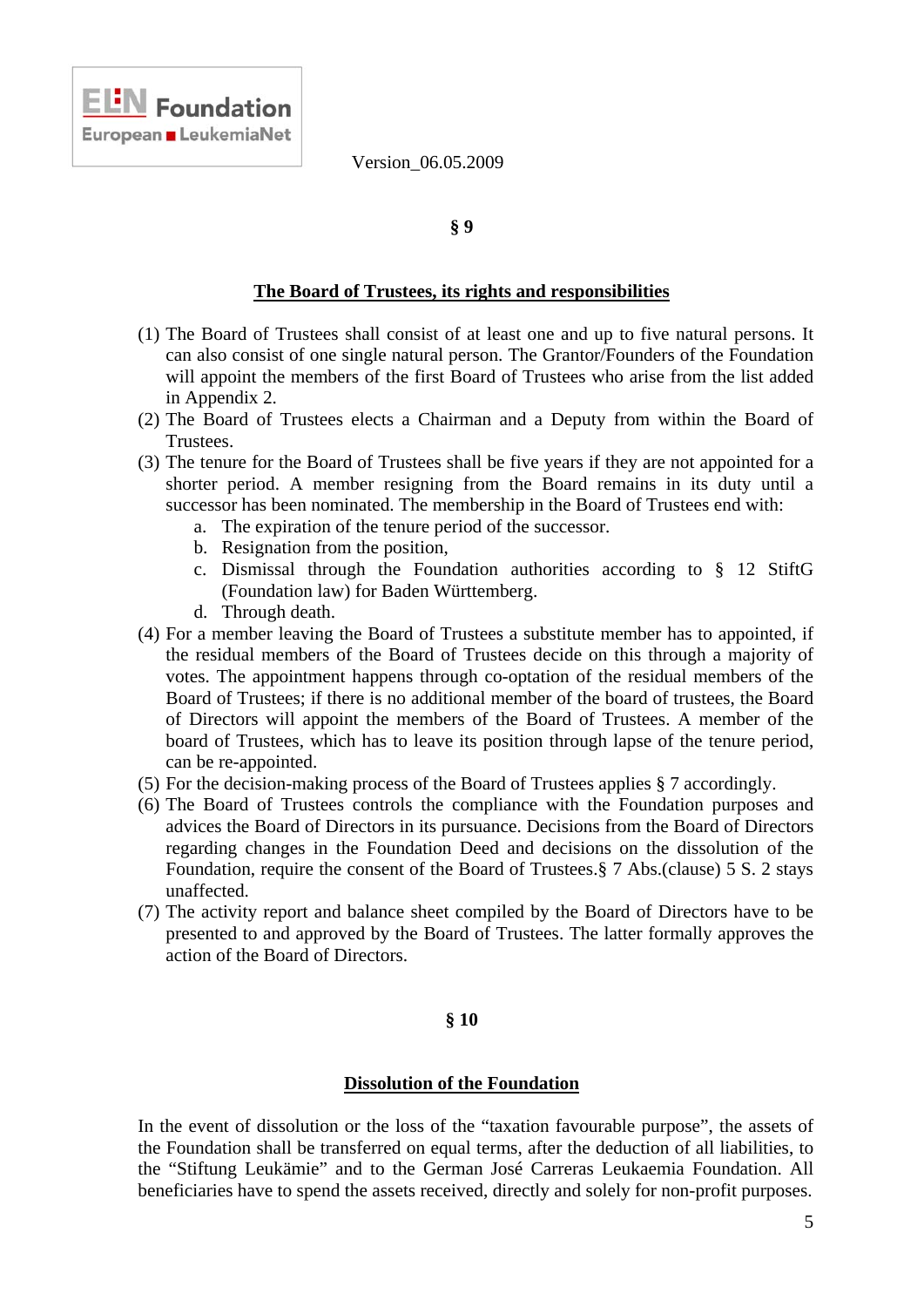## § 9

### The Board of Trustees, its rights and responsibilities

(1) The Board of Trustees shall consist of at least one and up to five natural persons. It can also consist of one single natural person. The Grantor/Founders of the Foundation will appoint the members of the first Board of Trustees who arise from the list added in Appendix 2.

(2) The Board of Trustees elects a Chairman and a Deputy from within the Board of Trustees.

(3) The tenure for the Board of Trustees shall be five years if they are not appointed for a shorter period. A member resigning from the Board remains in its duty until a successor has been nominated. The membership in the Board of Trustees end with:

   a. The expiration of the tenure period of the successor.
   b. Resignation from the position,
   c. Dismissal through the Foundation authorities according to § 12 StiftG (Foundation law) for Baden Württemberg.
   d. Through death.

(4) For a member leaving the Board of Trustees a substitute member has to appointed, if the residual members of the Board of Trustees decide on this through a majority of votes. The appointment happens through co-optation of the residual members of the Board of Trustees; if there is no additional member of the board of trustees, the Board of Directors will appoint the members of the Board of Trustees. A member of the board of Trustees, which has to leave its position through lapse of the tenure period, can be re-appointed.

(5) For the decision-making process of the Board of Trustees applies § 7 accordingly.

(6) The Board of Trustees controls the compliance with the Foundation purposes and advices the Board of Directors in its pursuance. Decisions from the Board of Directors regarding changes in the Foundation Deed and decisions on the dissolution of the Foundation, require the consent of the Board of Trustees.§ 7 Abs.(clause) 5 S. 2 stays unaffected.

(7) The activity report and balance sheet compiled by the Board of Directors have to be presented to and approved by the Board of Trustees. The latter formally approves the action of the Board of Directors.

## § 10

### Dissolution of the Foundation

In the event of dissolution or the loss of the "taxation favourable purpose", the assets of the Foundation shall be transferred on equal terms, after the deduction of all liabilities, to the "Stiftung Leukämie" and to the German José Carreras Leukaemia Foundation. All beneficiaries have to spend the assets received, directly and solely for non-profit purposes.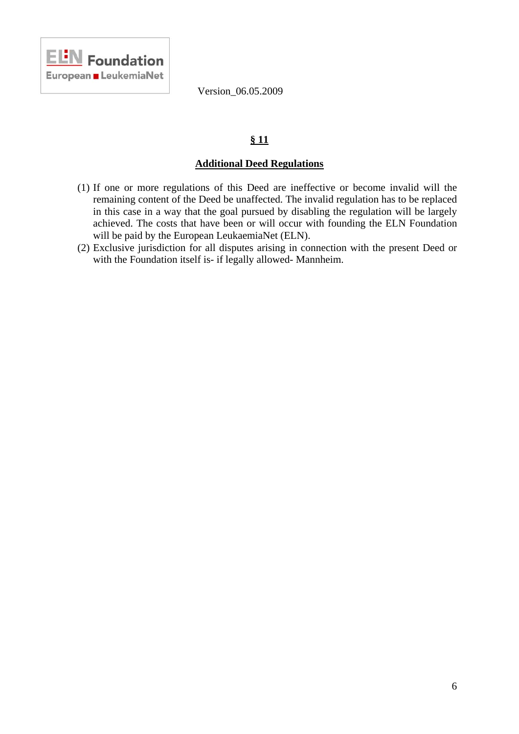## § 11

## Additional Deed Regulations

(1) If one or more regulations of this Deed are ineffective or become invalid will the remaining content of the Deed be unaffected. The invalid regulation has to be replaced in this case in a way that the goal pursued by disabling the regulation will be largely achieved. The costs that have been or will occur with founding the ELN Foundation will be paid by the European LeukaemiaNet (ELN).

(2) Exclusive jurisdiction for all disputes arising in connection with the present Deed or with the Foundation itself is- if legally allowed- Mannheim.